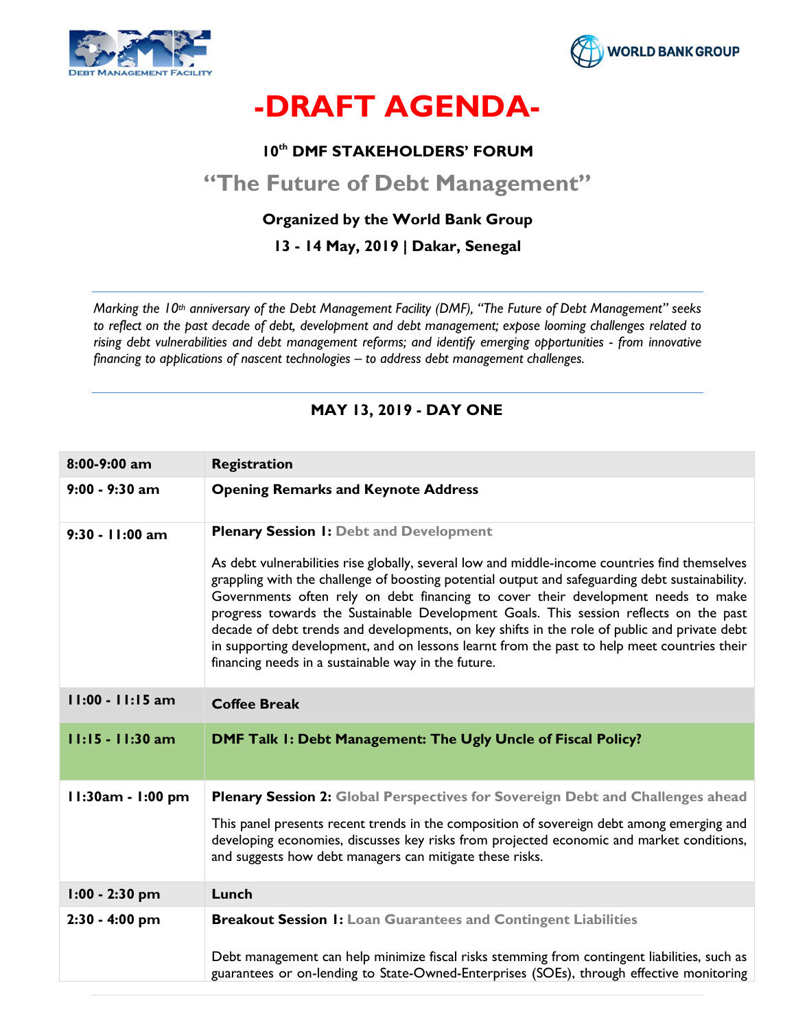# -DRAFT AGENDA-

### 10th DMF STAKEHOLDERS' FORUM

## "The Future of Debt Management"

**Organized by the World Bank Group**

**13 - 14 May, 2019 | Dakar, Senegal**

---

*Marking the 10th anniversary of the Debt Management Facility (DMF), "The Future of Debt Management" seeks to reflect on the past decade of debt, development and debt management; expose looming challenges related to rising debt vulnerabilities and debt management reforms; and identify emerging opportunities - from innovative financing to applications of nascent technologies – to address debt management challenges.*

---

### MAY 13, 2019 - DAY ONE

| 8:00-9:00 am | Registration |
|---|---|
| 9:00 - 9:30 am | **Opening Remarks and Keynote Address** |
| 9:30 - 11:00 am | **Plenary Session 1: Debt and Development**<br><br>As debt vulnerabilities rise globally, several low and middle-income countries find themselves grappling with the challenge of boosting potential output and safeguarding debt sustainability. Governments often rely on debt financing to cover their development needs to make progress towards the Sustainable Development Goals. This session reflects on the past decade of debt trends and developments, on key shifts in the role of public and private debt in supporting development, and on lessons learnt from the past to help meet countries their financing needs in a sustainable way in the future. |
| 11:00 - 11:15 am | **Coffee Break** |
| 11:15 - 11:30 am | **DMF Talk 1: Debt Management: The Ugly Uncle of Fiscal Policy?** |
| 11:30am - 1:00 pm | **Plenary Session 2: Global Perspectives for Sovereign Debt and Challenges ahead**<br><br>This panel presents recent trends in the composition of sovereign debt among emerging and developing economies, discusses key risks from projected economic and market conditions, and suggests how debt managers can mitigate these risks. |
| 1:00 - 2:30 pm | **Lunch** |
| 2:30 - 4:00 pm | **Breakout Session 1: Loan Guarantees and Contingent Liabilities**<br><br>Debt management can help minimize fiscal risks stemming from contingent liabilities, such as guarantees or on-lending to State-Owned-Enterprises (SOEs), through effective monitoring |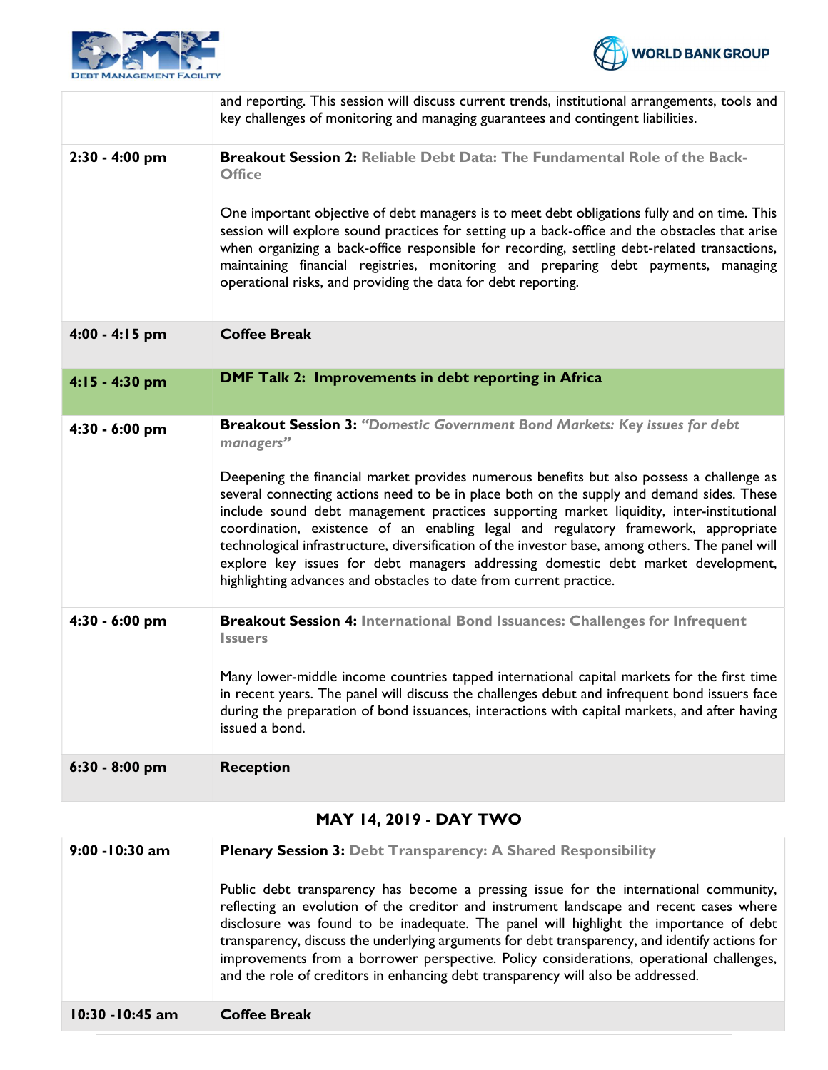| | |
|---|---|
| | and reporting. This session will discuss current trends, institutional arrangements, tools and key challenges of monitoring and managing guarantees and contingent liabilities. |
| **2:30 - 4:00 pm** | **Breakout Session 2: Reliable Debt Data: The Fundamental Role of the Back-Office**<br><br>One important objective of debt managers is to meet debt obligations fully and on time. This session will explore sound practices for setting up a back-office and the obstacles that arise when organizing a back-office responsible for recording, settling debt-related transactions, maintaining financial registries, monitoring and preparing debt payments, managing operational risks, and providing the data for debt reporting. |
| **4:00 - 4:15 pm** | **Coffee Break** |
| **4:15 - 4:30 pm** | **DMF Talk 2: Improvements in debt reporting in Africa** |
| **4:30 - 6:00 pm** | **Breakout Session 3:** ***"Domestic Government Bond Markets: Key issues for debt managers"***<br><br>Deepening the financial market provides numerous benefits but also possess a challenge as several connecting actions need to be in place both on the supply and demand sides. These include sound debt management practices supporting market liquidity, inter-institutional coordination, existence of an enabling legal and regulatory framework, appropriate technological infrastructure, diversification of the investor base, among others. The panel will explore key issues for debt managers addressing domestic debt market development, highlighting advances and obstacles to date from current practice. |
| **4:30 - 6:00 pm** | **Breakout Session 4: International Bond Issuances: Challenges for Infrequent Issuers**<br><br>Many lower-middle income countries tapped international capital markets for the first time in recent years. The panel will discuss the challenges debut and infrequent bond issuers face during the preparation of bond issuances, interactions with capital markets, and after having issued a bond. |
| **6:30 - 8:00 pm** | **Reception** |

## MAY 14, 2019 - DAY TWO

| | |
|---|---|
| **9:00 -10:30 am** | **Plenary Session 3: Debt Transparency: A Shared Responsibility**<br><br>Public debt transparency has become a pressing issue for the international community, reflecting an evolution of the creditor and instrument landscape and recent cases where disclosure was found to be inadequate. The panel will highlight the importance of debt transparency, discuss the underlying arguments for debt transparency, and identify actions for improvements from a borrower perspective. Policy considerations, operational challenges, and the role of creditors in enhancing debt transparency will also be addressed. |
| **10:30 -10:45 am** | **Coffee Break** |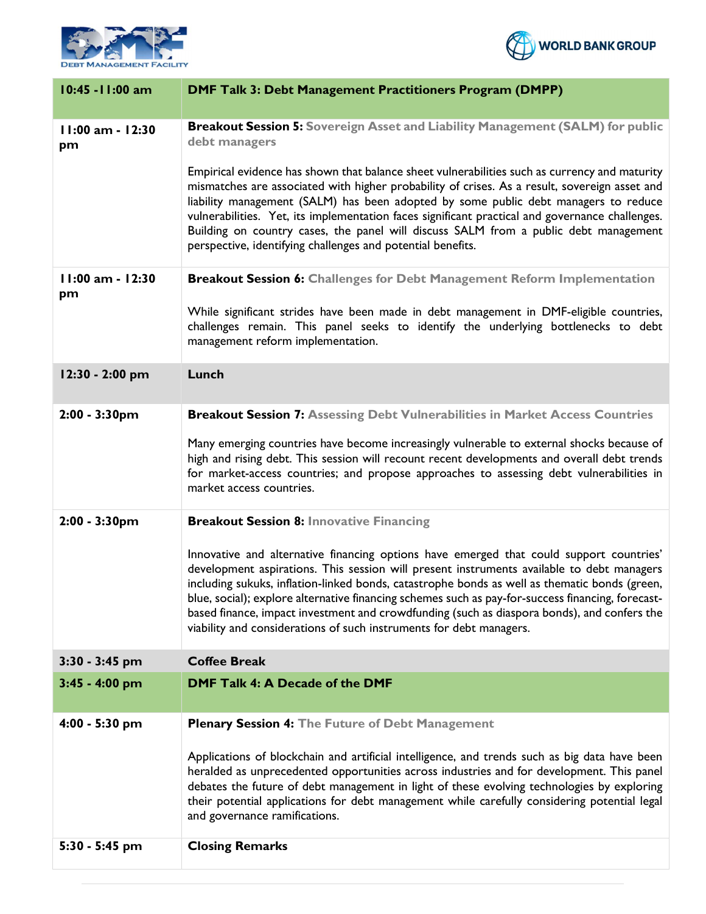| | |
|---|---|
| **10:45 -11:00 am** | **DMF Talk 3: Debt Management Practitioners Program (DMPP)** |
| **11:00 am - 12:30 pm** | **Breakout Session 5:** Sovereign Asset and Liability Management (SALM) for public debt managers<br><br>Empirical evidence has shown that balance sheet vulnerabilities such as currency and maturity mismatches are associated with higher probability of crises. As a result, sovereign asset and liability management (SALM) has been adopted by some public debt managers to reduce vulnerabilities. Yet, its implementation faces significant practical and governance challenges. Building on country cases, the panel will discuss SALM from a public debt management perspective, identifying challenges and potential benefits. |
| **11:00 am - 12:30 pm** | **Breakout Session 6:** Challenges for Debt Management Reform Implementation<br><br>While significant strides have been made in debt management in DMF-eligible countries, challenges remain. This panel seeks to identify the underlying bottlenecks to debt management reform implementation. |
| **12:30 - 2:00 pm** | **Lunch** |
| **2:00 - 3:30pm** | **Breakout Session 7:** Assessing Debt Vulnerabilities in Market Access Countries<br><br>Many emerging countries have become increasingly vulnerable to external shocks because of high and rising debt. This session will recount recent developments and overall debt trends for market-access countries; and propose approaches to assessing debt vulnerabilities in market access countries. |
| **2:00 - 3:30pm** | **Breakout Session 8:** Innovative Financing<br><br>Innovative and alternative financing options have emerged that could support countries' development aspirations. This session will present instruments available to debt managers including sukuks, inflation-linked bonds, catastrophe bonds as well as thematic bonds (green, blue, social); explore alternative financing schemes such as pay-for-success financing, forecast-based finance, impact investment and crowdfunding (such as diaspora bonds), and confers the viability and considerations of such instruments for debt managers. |
| **3:30 - 3:45 pm** | **Coffee Break** |
| **3:45 - 4:00 pm** | **DMF Talk 4: A Decade of the DMF** |
| **4:00 - 5:30 pm** | **Plenary Session 4:** The Future of Debt Management<br><br>Applications of blockchain and artificial intelligence, and trends such as big data have been heralded as unprecedented opportunities across industries and for development. This panel debates the future of debt management in light of these evolving technologies by exploring their potential applications for debt management while carefully considering potential legal and governance ramifications. |
| **5:30 - 5:45 pm** | **Closing Remarks** |